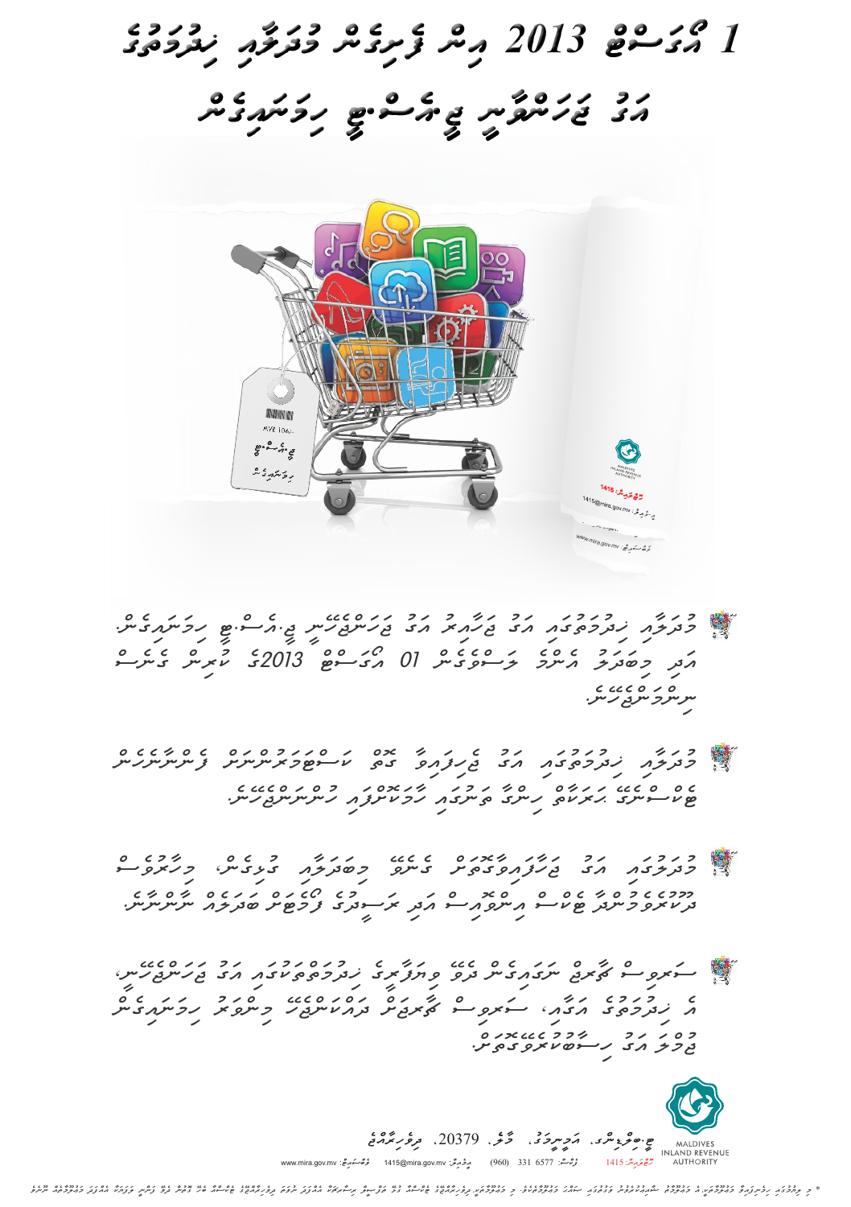# 1 އޮގަސްޓް 2013 އިން ފެށިގެން މުދަލާއި ޚިދުމަތުގެ
# އަގު ޖަހަންވާނީ ޓީޖީއެސްޓީ ހިމަނައިގެން

- މުދަލާއި ޚިދުމަތުގެ އަގު ޖަހާފައި އަގު ޖަހަންވާނީ ޓީ.ޖީ.އެސް.ޓީ ހިމަނައިގެން. އެދި މިޤަވާއިދު އަންނަ ތަސްވީގެން 01 އޮގަސްޓް 2013ގެ ކުރިން ގެނެސް ނިންމަންޖެހޭނެ.

- މުދަލާއި ޚިދުމަތުގެ އަގު ޖަހާފައިވާ ގޮތް ކަސްޓަމަރުންނަށް ފެންނާނެހެން ބޯކަސްޓްގެ ހަރަކާތް ހިންގާ ތަންތަނުގައި ހާމަކޮށްފައި އޮންނަންޖެހޭނެ.

- މުދަލުގައި އަގު ޖަހާފައިވާ ގޮތް މިބަދަލާއި ގުޅިގެން، މިހާރުވެސް ދުކާނުތަކުގައި ބޭނުންކުރާ އިންވޮއިސް އަދި ރަސީދުގެ ފޯމެޓު ބަދަލުކުރަން ނުޖެހޭނެ.

- ސަރވިސް ޗާޖް ނަގައިގެން ދޭ ތަކެތި ނުވަތަ ޚިދުމަތްތަކުގައި އަގު ޖަހާފައި، އެ ޚިދުމަތުގެ އަގާއި، ސަރވިސް ޗާޖްގެ ދެއަދަދު ޖުމުލަކޮށް ހިމަނައިގެން ޖެހުމަކީ އަގު ހިސާބުކުރަންވާގޮތެވެ.

MALDIVES INLAND REVENUE AUTHORITY

އަމީރުއަޙުމަދުމަގު، މާލެ، 20379، ދިވެހިރާއްޖެ

ހެލްޕްލައިން: 1415 ފޯން: (960) 331 6577 އީމެއިލް: 1415@mira.gov.mv ވެބްސައިޓް: www.mira.gov.mv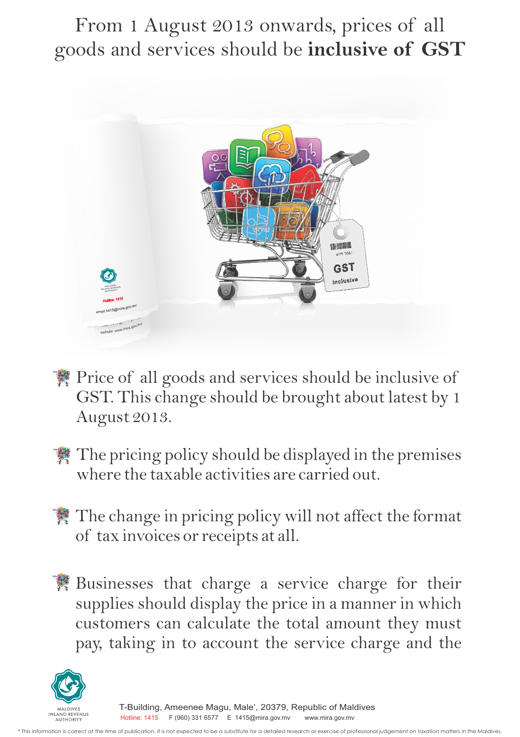# From 1 August 2013 onwards, prices of all goods and services should be **inclusive of GST**

- Price of all goods and services should be inclusive of GST. This change should be brought about latest by 1 August 2013.
- The pricing policy should be displayed in the premises where the taxable activities are carried out.
- The change in pricing policy will not affect the format of tax invoices or receipts at all.
- Businesses that charge a service charge for their supplies should display the price in a manner in which customers can calculate the total amount they must pay, taking in to account the service charge and the

MALDIVES INLAND REVENUE AUTHORITY

T-Building, Ameenee Magu, Male', 20379, Republic of Maldives
Hotline: 1415 F (960) 331 6577 E 1415@mira.gov.mv www.mira.gov.mv

* This information is correct at the time of publication. It is not expected to be a substitute for a detailed research or exercise of professional judgement on taxation matters in the Maldives.